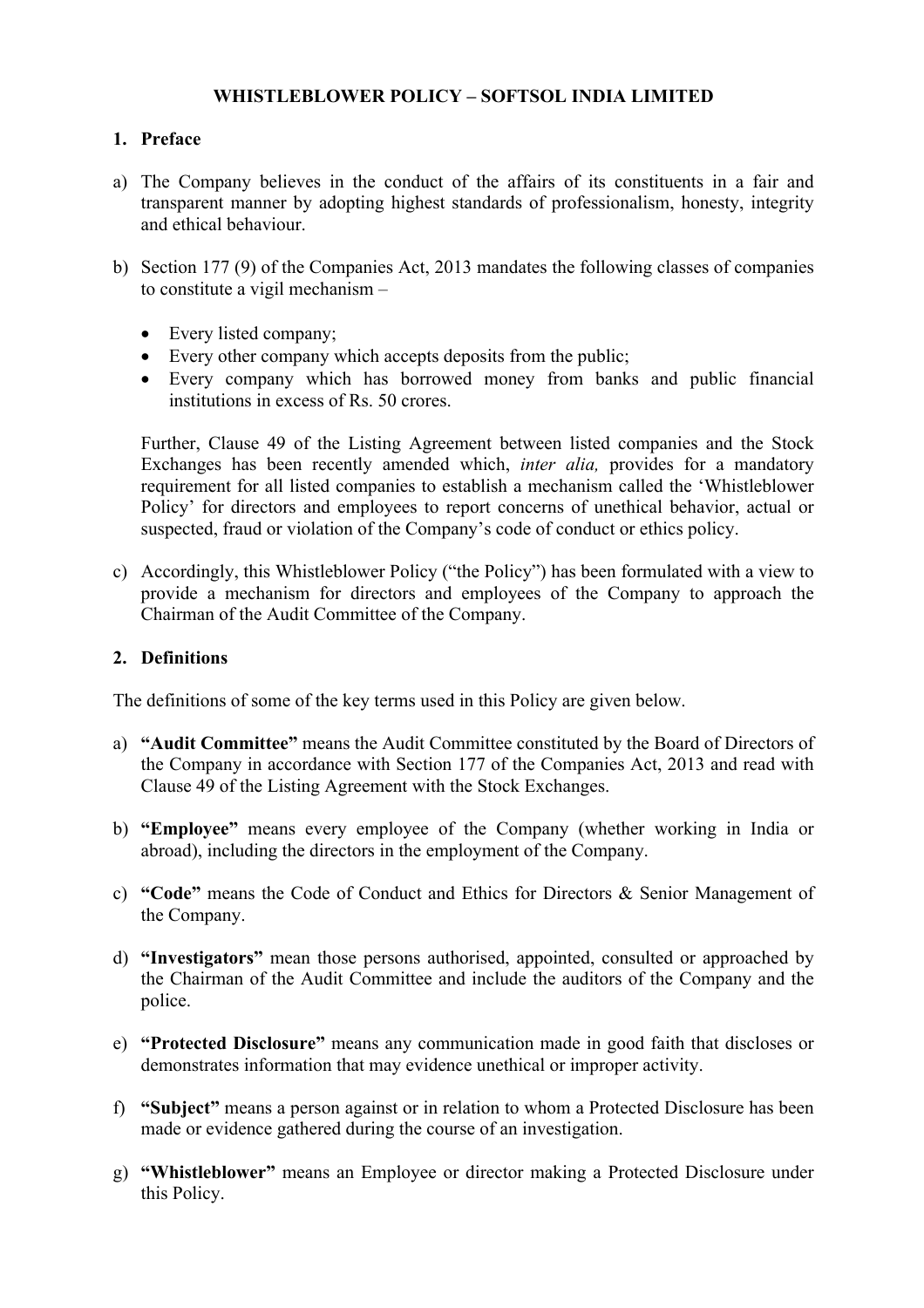# WHISTLEBLOWER POLICY – SOFTSOL INDIA LIMITED

## 1. Preface

a) The Company believes in the conduct of the affairs of its constituents in a fair and transparent manner by adopting highest standards of professionalism, honesty, integrity and ethical behaviour.

b) Section 177 (9) of the Companies Act, 2013 mandates the following classes of companies to constitute a vigil mechanism –

- Every listed company;
- Every other company which accepts deposits from the public;
- Every company which has borrowed money from banks and public financial institutions in excess of Rs. 50 crores.

Further, Clause 49 of the Listing Agreement between listed companies and the Stock Exchanges has been recently amended which, *inter alia,* provides for a mandatory requirement for all listed companies to establish a mechanism called the 'Whistleblower Policy' for directors and employees to report concerns of unethical behavior, actual or suspected, fraud or violation of the Company's code of conduct or ethics policy.

c) Accordingly, this Whistleblower Policy ("the Policy") has been formulated with a view to provide a mechanism for directors and employees of the Company to approach the Chairman of the Audit Committee of the Company.

## 2. Definitions

The definitions of some of the key terms used in this Policy are given below.

a) **"Audit Committee"** means the Audit Committee constituted by the Board of Directors of the Company in accordance with Section 177 of the Companies Act, 2013 and read with Clause 49 of the Listing Agreement with the Stock Exchanges.

b) **"Employee"** means every employee of the Company (whether working in India or abroad), including the directors in the employment of the Company.

c) **"Code"** means the Code of Conduct and Ethics for Directors & Senior Management of the Company.

d) **"Investigators"** mean those persons authorised, appointed, consulted or approached by the Chairman of the Audit Committee and include the auditors of the Company and the police.

e) **"Protected Disclosure"** means any communication made in good faith that discloses or demonstrates information that may evidence unethical or improper activity.

f) **"Subject"** means a person against or in relation to whom a Protected Disclosure has been made or evidence gathered during the course of an investigation.

g) **"Whistleblower"** means an Employee or director making a Protected Disclosure under this Policy.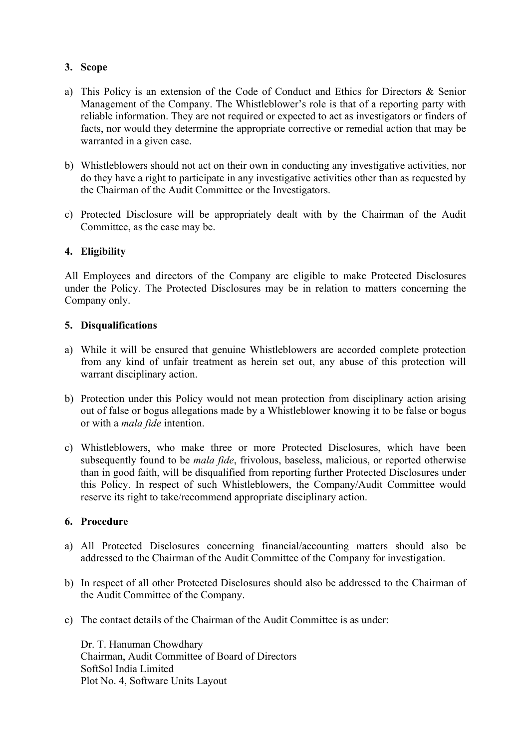### 3. Scope

a) This Policy is an extension of the Code of Conduct and Ethics for Directors & Senior Management of the Company. The Whistleblower's role is that of a reporting party with reliable information. They are not required or expected to act as investigators or finders of facts, nor would they determine the appropriate corrective or remedial action that may be warranted in a given case.

b) Whistleblowers should not act on their own in conducting any investigative activities, nor do they have a right to participate in any investigative activities other than as requested by the Chairman of the Audit Committee or the Investigators.

c) Protected Disclosure will be appropriately dealt with by the Chairman of the Audit Committee, as the case may be.

### 4. Eligibility

All Employees and directors of the Company are eligible to make Protected Disclosures under the Policy. The Protected Disclosures may be in relation to matters concerning the Company only.

### 5. Disqualifications

a) While it will be ensured that genuine Whistleblowers are accorded complete protection from any kind of unfair treatment as herein set out, any abuse of this protection will warrant disciplinary action.

b) Protection under this Policy would not mean protection from disciplinary action arising out of false or bogus allegations made by a Whistleblower knowing it to be false or bogus or with a *mala fide* intention.

c) Whistleblowers, who make three or more Protected Disclosures, which have been subsequently found to be *mala fide*, frivolous, baseless, malicious, or reported otherwise than in good faith, will be disqualified from reporting further Protected Disclosures under this Policy. In respect of such Whistleblowers, the Company/Audit Committee would reserve its right to take/recommend appropriate disciplinary action.

### 6. Procedure

a) All Protected Disclosures concerning financial/accounting matters should also be addressed to the Chairman of the Audit Committee of the Company for investigation.

b) In respect of all other Protected Disclosures should also be addressed to the Chairman of the Audit Committee of the Company.

c) The contact details of the Chairman of the Audit Committee is as under:

   Dr. T. Hanuman Chowdhary
   Chairman, Audit Committee of Board of Directors
   SoftSol India Limited
   Plot No. 4, Software Units Layout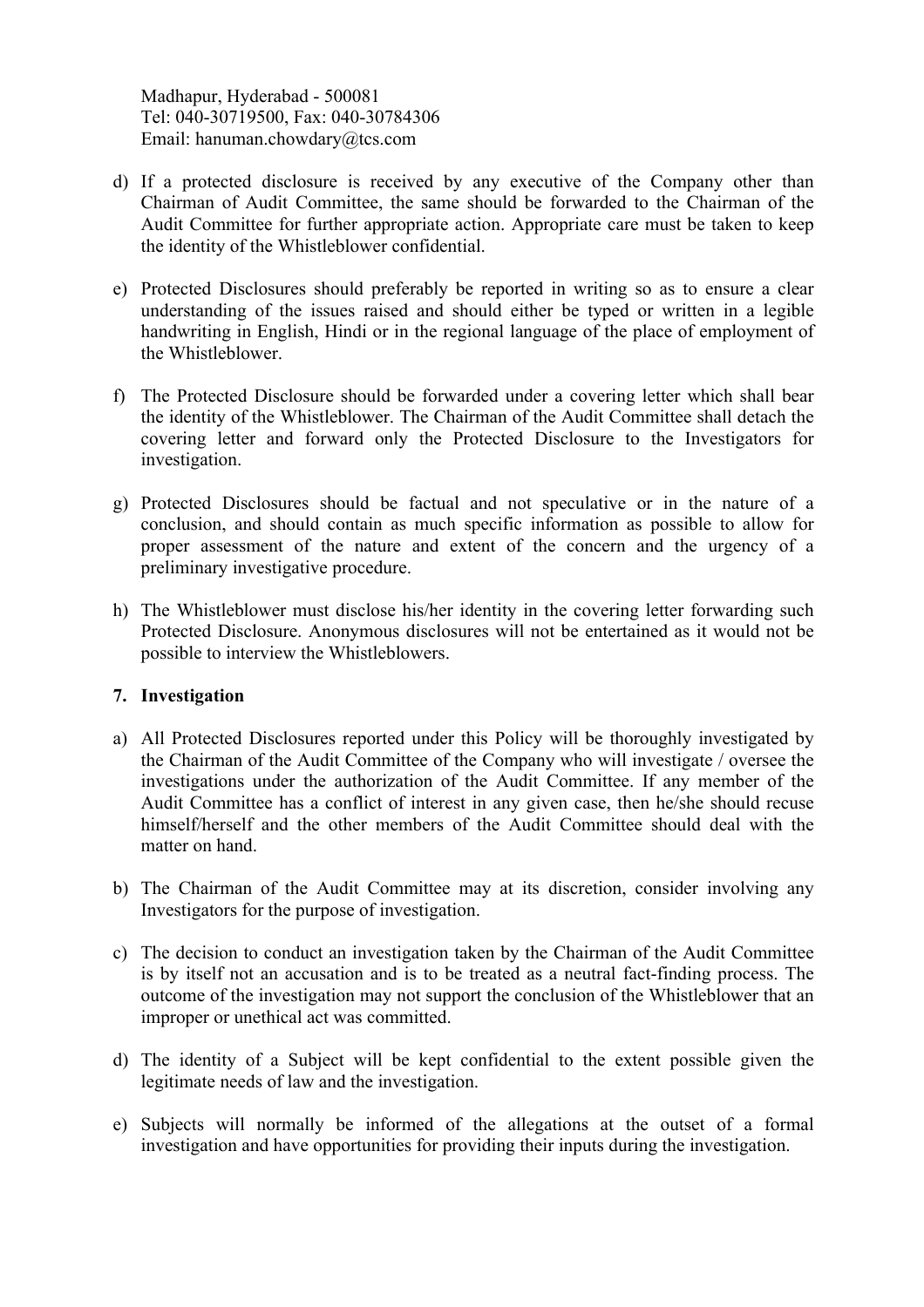Madhapur, Hyderabad - 500081
Tel: 040-30719500, Fax: 040-30784306
Email: hanuman.chowdary@tcs.com

d) If a protected disclosure is received by any executive of the Company other than Chairman of Audit Committee, the same should be forwarded to the Chairman of the Audit Committee for further appropriate action. Appropriate care must be taken to keep the identity of the Whistleblower confidential.

e) Protected Disclosures should preferably be reported in writing so as to ensure a clear understanding of the issues raised and should either be typed or written in a legible handwriting in English, Hindi or in the regional language of the place of employment of the Whistleblower.

f) The Protected Disclosure should be forwarded under a covering letter which shall bear the identity of the Whistleblower. The Chairman of the Audit Committee shall detach the covering letter and forward only the Protected Disclosure to the Investigators for investigation.

g) Protected Disclosures should be factual and not speculative or in the nature of a conclusion, and should contain as much specific information as possible to allow for proper assessment of the nature and extent of the concern and the urgency of a preliminary investigative procedure.

h) The Whistleblower must disclose his/her identity in the covering letter forwarding such Protected Disclosure. Anonymous disclosures will not be entertained as it would not be possible to interview the Whistleblowers.

## 7. Investigation

a) All Protected Disclosures reported under this Policy will be thoroughly investigated by the Chairman of the Audit Committee of the Company who will investigate / oversee the investigations under the authorization of the Audit Committee. If any member of the Audit Committee has a conflict of interest in any given case, then he/she should recuse himself/herself and the other members of the Audit Committee should deal with the matter on hand.

b) The Chairman of the Audit Committee may at its discretion, consider involving any Investigators for the purpose of investigation.

c) The decision to conduct an investigation taken by the Chairman of the Audit Committee is by itself not an accusation and is to be treated as a neutral fact-finding process. The outcome of the investigation may not support the conclusion of the Whistleblower that an improper or unethical act was committed.

d) The identity of a Subject will be kept confidential to the extent possible given the legitimate needs of law and the investigation.

e) Subjects will normally be informed of the allegations at the outset of a formal investigation and have opportunities for providing their inputs during the investigation.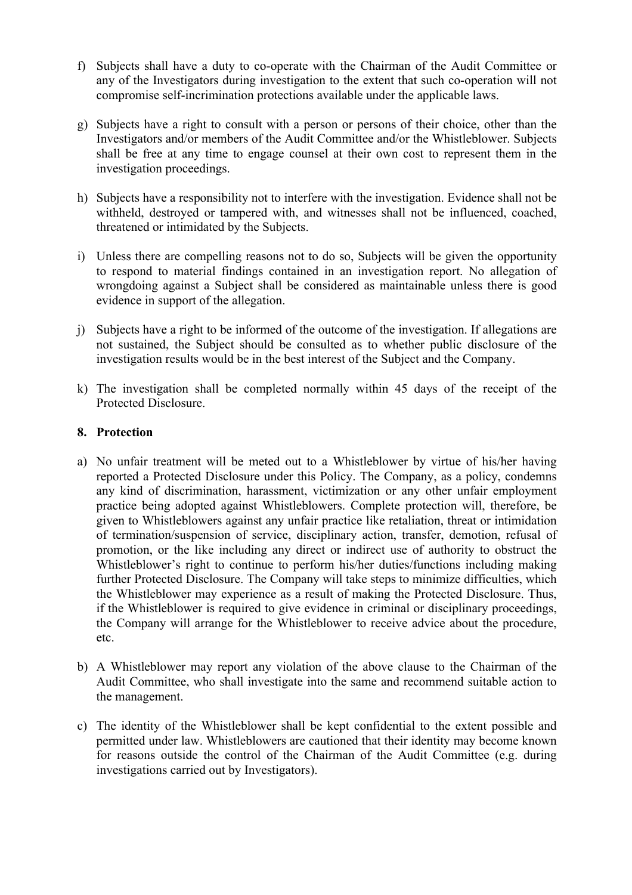f) Subjects shall have a duty to co-operate with the Chairman of the Audit Committee or any of the Investigators during investigation to the extent that such co-operation will not compromise self-incrimination protections available under the applicable laws.

g) Subjects have a right to consult with a person or persons of their choice, other than the Investigators and/or members of the Audit Committee and/or the Whistleblower. Subjects shall be free at any time to engage counsel at their own cost to represent them in the investigation proceedings.

h) Subjects have a responsibility not to interfere with the investigation. Evidence shall not be withheld, destroyed or tampered with, and witnesses shall not be influenced, coached, threatened or intimidated by the Subjects.

i) Unless there are compelling reasons not to do so, Subjects will be given the opportunity to respond to material findings contained in an investigation report. No allegation of wrongdoing against a Subject shall be considered as maintainable unless there is good evidence in support of the allegation.

j) Subjects have a right to be informed of the outcome of the investigation. If allegations are not sustained, the Subject should be consulted as to whether public disclosure of the investigation results would be in the best interest of the Subject and the Company.

k) The investigation shall be completed normally within 45 days of the receipt of the Protected Disclosure.

## 8. Protection

a) No unfair treatment will be meted out to a Whistleblower by virtue of his/her having reported a Protected Disclosure under this Policy. The Company, as a policy, condemns any kind of discrimination, harassment, victimization or any other unfair employment practice being adopted against Whistleblowers. Complete protection will, therefore, be given to Whistleblowers against any unfair practice like retaliation, threat or intimidation of termination/suspension of service, disciplinary action, transfer, demotion, refusal of promotion, or the like including any direct or indirect use of authority to obstruct the Whistleblower's right to continue to perform his/her duties/functions including making further Protected Disclosure. The Company will take steps to minimize difficulties, which the Whistleblower may experience as a result of making the Protected Disclosure. Thus, if the Whistleblower is required to give evidence in criminal or disciplinary proceedings, the Company will arrange for the Whistleblower to receive advice about the procedure, etc.

b) A Whistleblower may report any violation of the above clause to the Chairman of the Audit Committee, who shall investigate into the same and recommend suitable action to the management.

c) The identity of the Whistleblower shall be kept confidential to the extent possible and permitted under law. Whistleblowers are cautioned that their identity may become known for reasons outside the control of the Chairman of the Audit Committee (e.g. during investigations carried out by Investigators).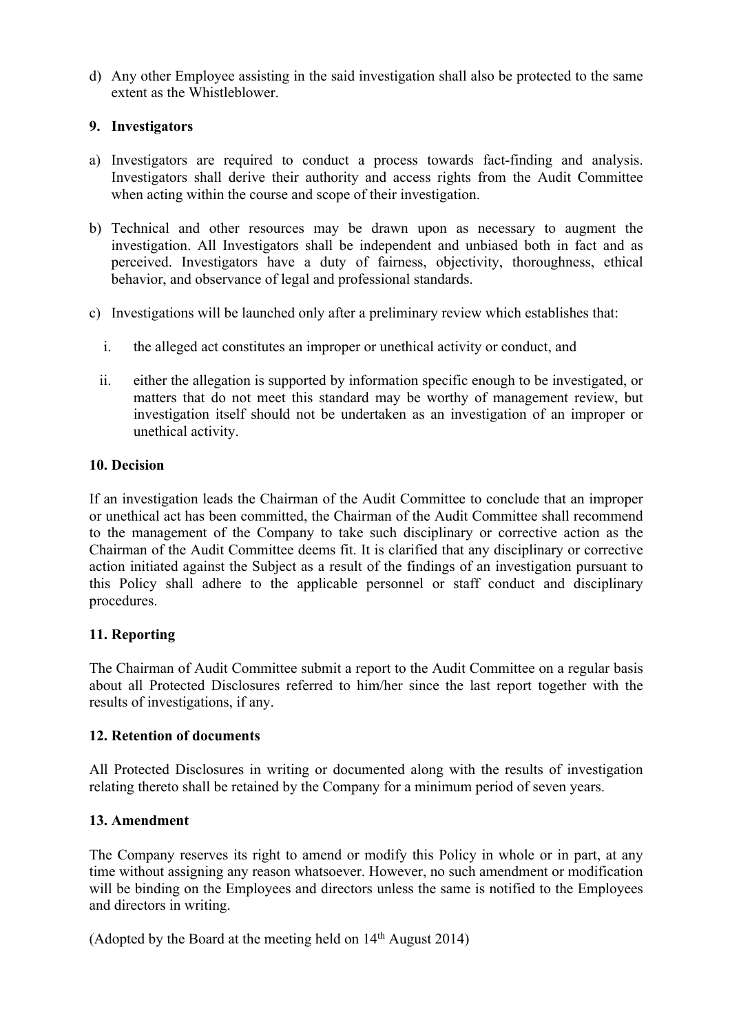d) Any other Employee assisting in the said investigation shall also be protected to the same extent as the Whistleblower.

## 9. Investigators

a) Investigators are required to conduct a process towards fact-finding and analysis. Investigators shall derive their authority and access rights from the Audit Committee when acting within the course and scope of their investigation.

b) Technical and other resources may be drawn upon as necessary to augment the investigation. All Investigators shall be independent and unbiased both in fact and as perceived. Investigators have a duty of fairness, objectivity, thoroughness, ethical behavior, and observance of legal and professional standards.

c) Investigations will be launched only after a preliminary review which establishes that:

   i. the alleged act constitutes an improper or unethical activity or conduct, and

   ii. either the allegation is supported by information specific enough to be investigated, or matters that do not meet this standard may be worthy of management review, but investigation itself should not be undertaken as an investigation of an improper or unethical activity.

## 10. Decision

If an investigation leads the Chairman of the Audit Committee to conclude that an improper or unethical act has been committed, the Chairman of the Audit Committee shall recommend to the management of the Company to take such disciplinary or corrective action as the Chairman of the Audit Committee deems fit. It is clarified that any disciplinary or corrective action initiated against the Subject as a result of the findings of an investigation pursuant to this Policy shall adhere to the applicable personnel or staff conduct and disciplinary procedures.

## 11. Reporting

The Chairman of Audit Committee submit a report to the Audit Committee on a regular basis about all Protected Disclosures referred to him/her since the last report together with the results of investigations, if any.

## 12. Retention of documents

All Protected Disclosures in writing or documented along with the results of investigation relating thereto shall be retained by the Company for a minimum period of seven years.

## 13. Amendment

The Company reserves its right to amend or modify this Policy in whole or in part, at any time without assigning any reason whatsoever. However, no such amendment or modification will be binding on the Employees and directors unless the same is notified to the Employees and directors in writing.

(Adopted by the Board at the meeting held on 14th August 2014)